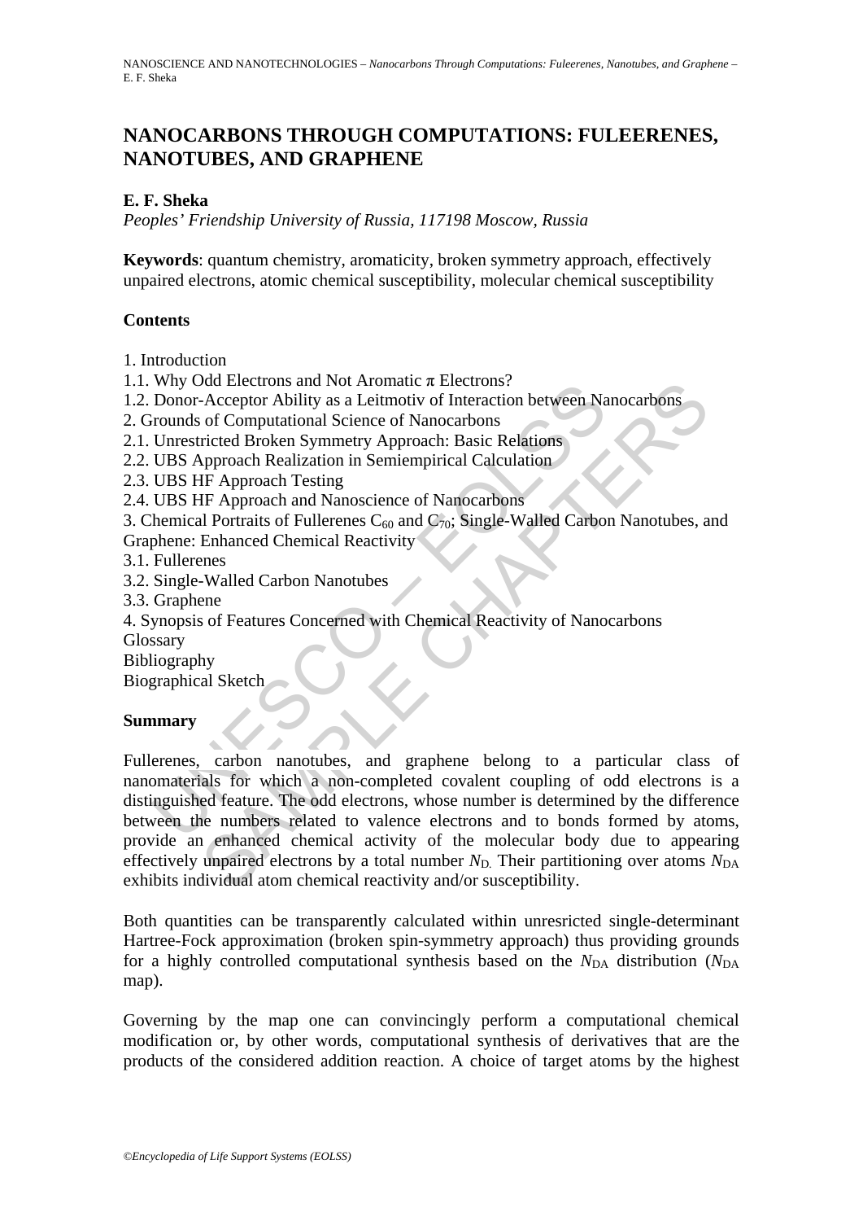# NANOCARBONS THROUGH COMPUTATIONS: FULEERENES, NANOTUBES, AND GRAPHENE

**E. F. Sheka**

*Peoples' Friendship University of Russia, 117198 Moscow, Russia*

**Keywords**: quantum chemistry, aromaticity, broken symmetry approach, effectively unpaired electrons, atomic chemical susceptibility, molecular chemical susceptibility

## Contents

1. Introduction
1.1. Why Odd Electrons and Not Aromatic π Electrons?
1.2. Donor-Acceptor Ability as a Leitmotiv of Interaction between Nanocarbons
2. Grounds of Computational Science of Nanocarbons
2.1. Unrestricted Broken Symmetry Approach: Basic Relations
2.2. UBS Approach Realization in Semiempirical Calculation
2.3. UBS HF Approach Testing
2.4. UBS HF Approach and Nanoscience of Nanocarbons
3. Chemical Portraits of Fullerenes $C_{60}$ and $C_{70}$; Single-Walled Carbon Nanotubes, and Graphene: Enhanced Chemical Reactivity
3.1. Fullerenes
3.2. Single-Walled Carbon Nanotubes
3.3. Graphene
4. Synopsis of Features Concerned with Chemical Reactivity of Nanocarbons
Glossary
Bibliography
Biographical Sketch

## Summary

Fullerenes, carbon nanotubes, and graphene belong to a particular class of nanomaterials for which a non-completed covalent coupling of odd electrons is a distinguished feature. The odd electrons, whose number is determined by the difference between the numbers related to valence electrons and to bonds formed by atoms, provide an enhanced chemical activity of the molecular body due to appearing effectively unpaired electrons by a total number $N_D$. Their partitioning over atoms $N_{DA}$ exhibits individual atom chemical reactivity and/or susceptibility.

Both quantities can be transparently calculated within unresricted single-determinant Hartree-Fock approximation (broken spin-symmetry approach) thus providing grounds for a highly controlled computational synthesis based on the $N_{DA}$ distribution ($N_{DA}$ map).

Governing by the map one can convincingly perform a computational chemical modification or, by other words, computational synthesis of derivatives that are the products of the considered addition reaction. A choice of target atoms by the highest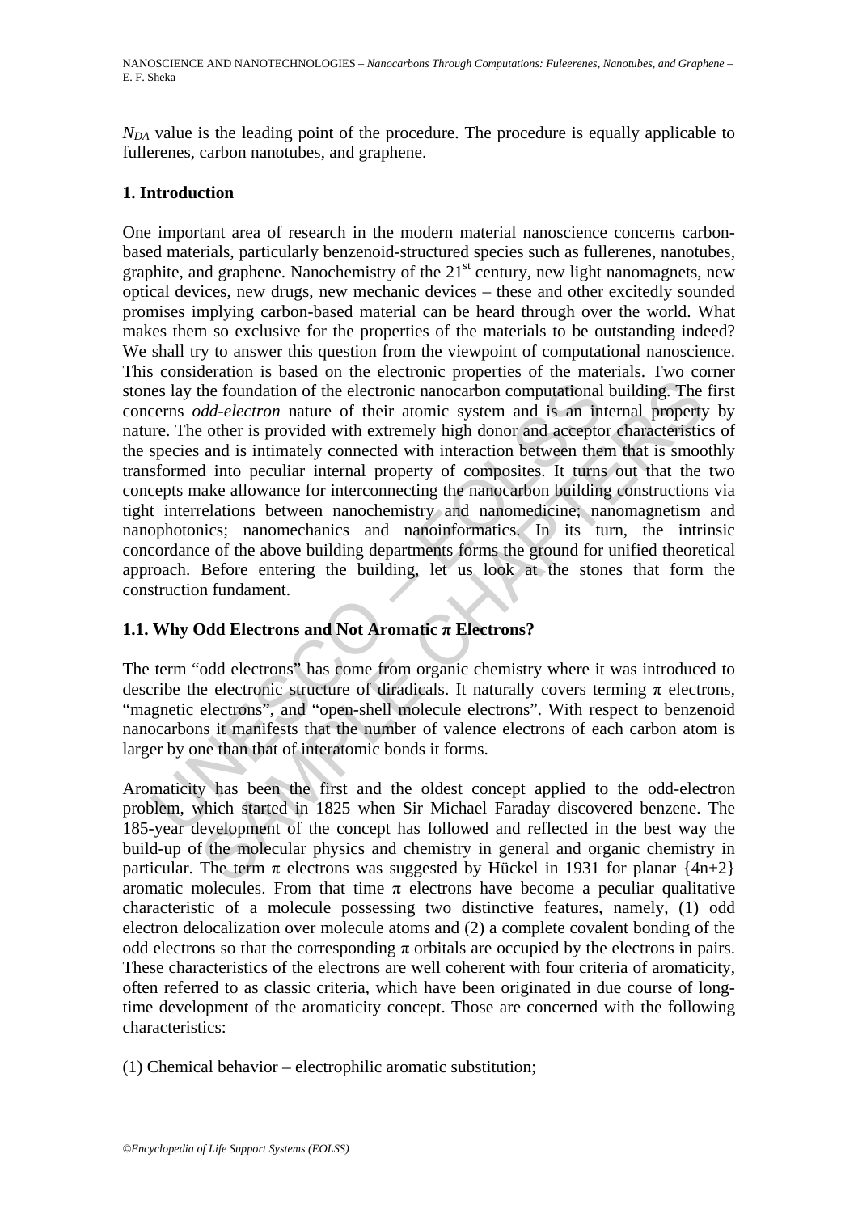$N_{DA}$ value is the leading point of the procedure. The procedure is equally applicable to fullerenes, carbon nanotubes, and graphene.

## 1. Introduction

One important area of research in the modern material nanoscience concerns carbon-based materials, particularly benzenoid-structured species such as fullerenes, nanotubes, graphite, and graphene. Nanochemistry of the 21[st] century, new light nanomagnets, new optical devices, new drugs, new mechanic devices – these and other excitedly sounded promises implying carbon-based material can be heard through over the world. What makes them so exclusive for the properties of the materials to be outstanding indeed? We shall try to answer this question from the viewpoint of computational nanoscience. This consideration is based on the electronic properties of the materials. Two corner stones lay the foundation of the electronic nanocarbon computational building. The first concerns *odd-electron* nature of their atomic system and is an internal property by nature. The other is provided with extremely high donor and acceptor characteristics of the species and is intimately connected with interaction between them that is smoothly transformed into peculiar internal property of composites. It turns out that the two concepts make allowance for interconnecting the nanocarbon building constructions via tight interrelations between nanochemistry and nanomedicine; nanomagnetism and nanophotonics; nanomechanics and nanoinformatics. In its turn, the intrinsic concordance of the above building departments forms the ground for unified theoretical approach. Before entering the building, let us look at the stones that form the construction fundament.

### 1.1. Why Odd Electrons and Not Aromatic π Electrons?

The term "odd electrons" has come from organic chemistry where it was introduced to describe the electronic structure of diradicals. It naturally covers terming π electrons, "magnetic electrons", and "open-shell molecule electrons". With respect to benzenoid nanocarbons it manifests that the number of valence electrons of each carbon atom is larger by one than that of interatomic bonds it forms.

Aromaticity has been the first and the oldest concept applied to the odd-electron problem, which started in 1825 when Sir Michael Faraday discovered benzene. The 185-year development of the concept has followed and reflected in the best way the build-up of the molecular physics and chemistry in general and organic chemistry in particular. The term π electrons was suggested by Hückel in 1931 for planar {4n+2} aromatic molecules. From that time π electrons have become a peculiar qualitative characteristic of a molecule possessing two distinctive features, namely, (1) odd electron delocalization over molecule atoms and (2) a complete covalent bonding of the odd electrons so that the corresponding π orbitals are occupied by the electrons in pairs. These characteristics of the electrons are well coherent with four criteria of aromaticity, often referred to as classic criteria, which have been originated in due course of long-time development of the aromaticity concept. Those are concerned with the following characteristics:

(1) Chemical behavior – electrophilic aromatic substitution;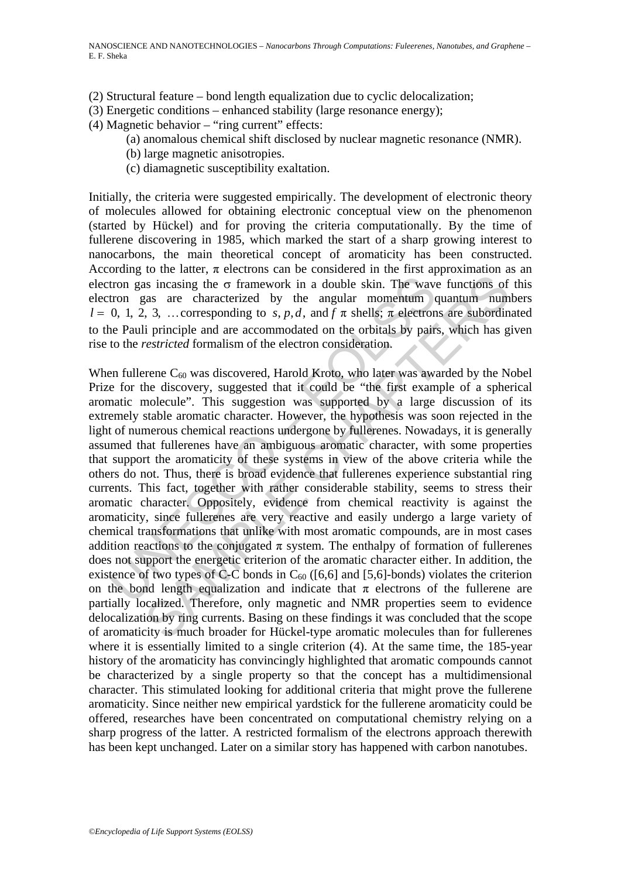(2) Structural feature – bond length equalization due to cyclic delocalization;
(3) Energetic conditions – enhanced stability (large resonance energy);
(4) Magnetic behavior – "ring current" effects:

  (a) anomalous chemical shift disclosed by nuclear magnetic resonance (NMR).
  (b) large magnetic anisotropies.
  (c) diamagnetic susceptibility exaltation.

Initially, the criteria were suggested empirically. The development of electronic theory of molecules allowed for obtaining electronic conceptual view on the phenomenon (started by Hückel) and for proving the criteria computationally. By the time of fullerene discovering in 1985, which marked the start of a sharp growing interest to nanocarbons, the main theoretical concept of aromaticity has been constructed. According to the latter, π electrons can be considered in the first approximation as an electron gas incasing the σ framework in a double skin. The wave functions of this electron gas are characterized by the angular momentum quantum numbers $l = 0, 1, 2, 3, \ldots$ corresponding to $s, p, d$, and $f$ π shells; π electrons are subordinated to the Pauli principle and are accommodated on the orbitals by pairs, which has given rise to the *restricted* formalism of the electron consideration.

When fullerene $C_{60}$ was discovered, Harold Kroto, who later was awarded by the Nobel Prize for the discovery, suggested that it could be "the first example of a spherical aromatic molecule". This suggestion was supported by a large discussion of its extremely stable aromatic character. However, the hypothesis was soon rejected in the light of numerous chemical reactions undergone by fullerenes. Nowadays, it is generally assumed that fullerenes have an ambiguous aromatic character, with some properties that support the aromaticity of these systems in view of the above criteria while the others do not. Thus, there is broad evidence that fullerenes experience substantial ring currents. This fact, together with rather considerable stability, seems to stress their aromatic character. Oppositely, evidence from chemical reactivity is against the aromaticity, since fullerenes are very reactive and easily undergo a large variety of chemical transformations that unlike with most aromatic compounds, are in most cases addition reactions to the conjugated π system. The enthalpy of formation of fullerenes does not support the energetic criterion of the aromatic character either. In addition, the existence of two types of C-C bonds in $C_{60}$ ([6,6] and [5,6]-bonds) violates the criterion on the bond length equalization and indicate that π electrons of the fullerene are partially localized. Therefore, only magnetic and NMR properties seem to evidence delocalization by ring currents. Basing on these findings it was concluded that the scope of aromaticity is much broader for Hückel-type aromatic molecules than for fullerenes where it is essentially limited to a single criterion (4). At the same time, the 185-year history of the aromaticity has convincingly highlighted that aromatic compounds cannot be characterized by a single property so that the concept has a multidimensional character. This stimulated looking for additional criteria that might prove the fullerene aromaticity. Since neither new empirical yardstick for the fullerene aromaticity could be offered, researches have been concentrated on computational chemistry relying on a sharp progress of the latter. A restricted formalism of the electrons approach therewith has been kept unchanged. Later on a similar story has happened with carbon nanotubes.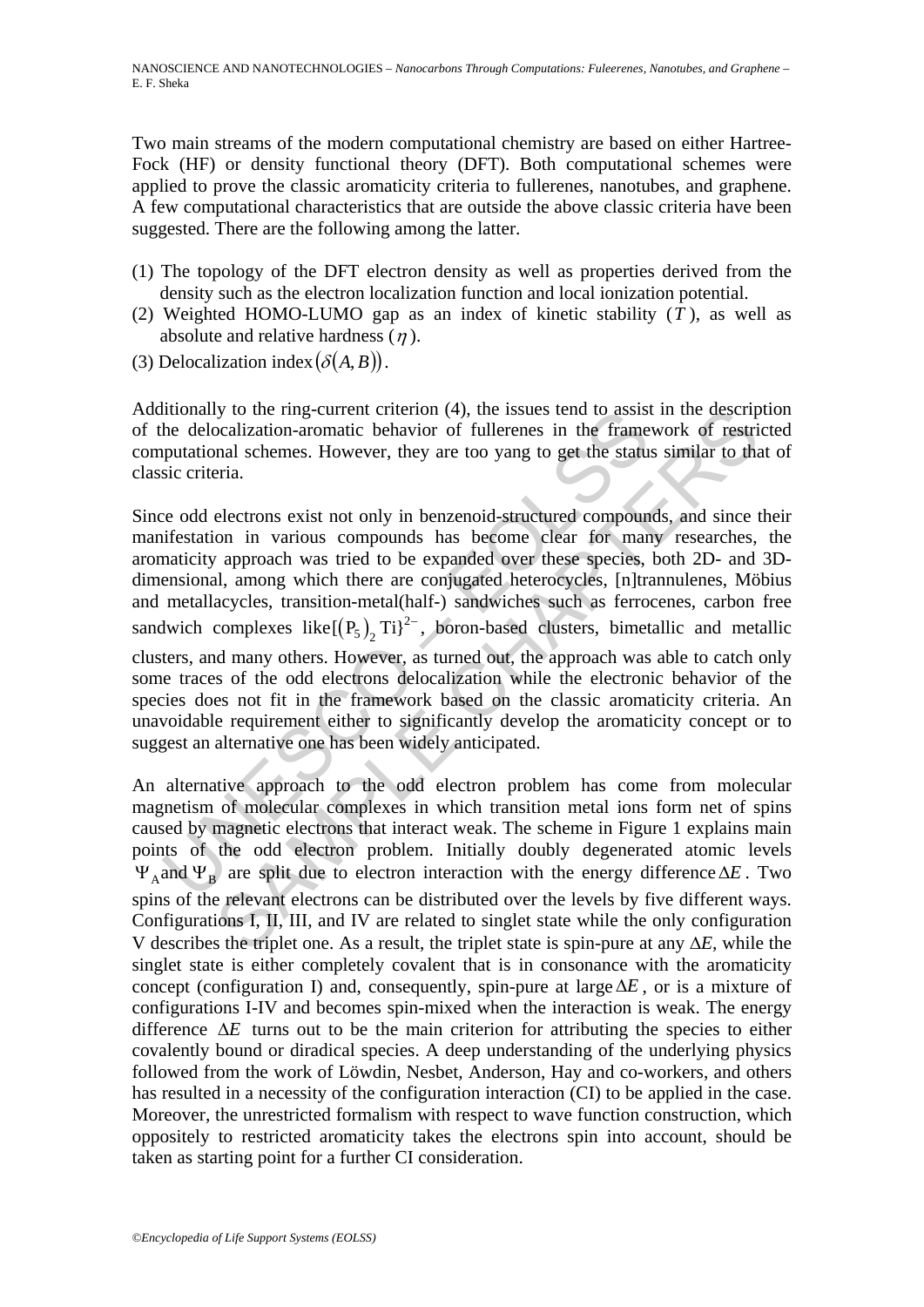Two main streams of the modern computational chemistry are based on either Hartree-Fock (HF) or density functional theory (DFT). Both computational schemes were applied to prove the classic aromaticity criteria to fullerenes, nanotubes, and graphene. A few computational characteristics that are outside the above classic criteria have been suggested. There are the following among the latter.

(1) The topology of the DFT electron density as well as properties derived from the density such as the electron localization function and local ionization potential.
(2) Weighted HOMO-LUMO gap as an index of kinetic stability ($T$), as well as absolute and relative hardness ($\eta$).
(3) Delocalization index $(\delta(A,B))$.

Additionally to the ring-current criterion (4), the issues tend to assist in the description of the delocalization-aromatic behavior of fullerenes in the framework of restricted computational schemes. However, they are too yang to get the status similar to that of classic criteria.

Since odd electrons exist not only in benzenoid-structured compounds, and since their manifestation in various compounds has become clear for many researches, the aromaticity approach was tried to be expanded over these species, both 2D- and 3D-dimensional, among which there are conjugated heterocycles, [n]trannulenes, Möbius and metallacycles, transition-metal(half-) sandwiches such as ferrocenes, carbon free sandwich complexes like$[(P_5)_2\,Ti\}^{2-}$, boron-based clusters, bimetallic and metallic clusters, and many others. However, as turned out, the approach was able to catch only some traces of the odd electrons delocalization while the electronic behavior of the species does not fit in the framework based on the classic aromaticity criteria. An unavoidable requirement either to significantly develop the aromaticity concept or to suggest an alternative one has been widely anticipated.

An alternative approach to the odd electron problem has come from molecular magnetism of molecular complexes in which transition metal ions form net of spins caused by magnetic electrons that interact weak. The scheme in Figure 1 explains main points of the odd electron problem. Initially doubly degenerated atomic levels $\Psi_A$ and $\Psi_B$ are split due to electron interaction with the energy difference $\Delta E$. Two spins of the relevant electrons can be distributed over the levels by five different ways. Configurations I, II, III, and IV are related to singlet state while the only configuration V describes the triplet one. As a result, the triplet state is spin-pure at any $\Delta E$, while the singlet state is either completely covalent that is in consonance with the aromaticity concept (configuration I) and, consequently, spin-pure at large $\Delta E$, or is a mixture of configurations I-IV and becomes spin-mixed when the interaction is weak. The energy difference $\Delta E$ turns out to be the main criterion for attributing the species to either covalently bound or diradical species. A deep understanding of the underlying physics followed from the work of Löwdin, Nesbet, Anderson, Hay and co-workers, and others has resulted in a necessity of the configuration interaction (CI) to be applied in the case. Moreover, the unrestricted formalism with respect to wave function construction, which oppositely to restricted aromaticity takes the electrons spin into account, should be taken as starting point for a further CI consideration.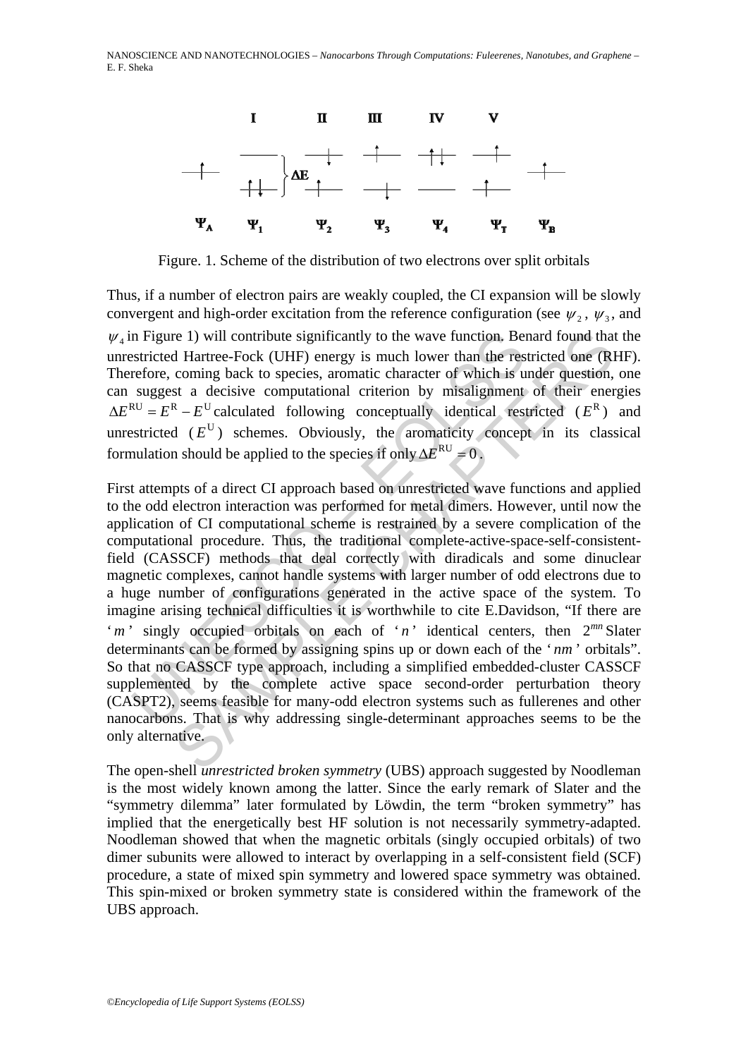Figure. 1. Scheme of the distribution of two electrons over split orbitals

Thus, if a number of electron pairs are weakly coupled, the CI expansion will be slowly convergent and high-order excitation from the reference configuration (see $\psi_2$, $\psi_3$, and $\psi_4$ in Figure 1) will contribute significantly to the wave function. Benard found that the unrestricted Hartree-Fock (UHF) energy is much lower than the restricted one (RHF). Therefore, coming back to species, aromatic character of which is under question, one can suggest a decisive computational criterion by misalignment of their energies $\Delta E^{\mathrm{RU}} = E^{\mathrm{R}} - E^{\mathrm{U}}$ calculated following conceptually identical restricted ($E^{\mathrm{R}}$) and unrestricted ($E^{\mathrm{U}}$) schemes. Obviously, the aromaticity concept in its classical formulation should be applied to the species if only $\Delta E^{\mathrm{RU}} = 0$.

First attempts of a direct CI approach based on unrestricted wave functions and applied to the odd electron interaction was performed for metal dimers. However, until now the application of CI computational scheme is restrained by a severe complication of the computational procedure. Thus, the traditional complete-active-space-self-consistent-field (CASSCF) methods that deal correctly with diradicals and some dinuclear magnetic complexes, cannot handle systems with larger number of odd electrons due to a huge number of configurations generated in the active space of the system. To imagine arising technical difficulties it is worthwhile to cite E.Davidson, "If there are '$m$' singly occupied orbitals on each of '$n$' identical centers, then $2^{mn}$ Slater determinants can be formed by assigning spins up or down each of the '$nm$' orbitals". So that no CASSCF type approach, including a simplified embedded-cluster CASSCF supplemented by the complete active space second-order perturbation theory (CASPT2), seems feasible for many-odd electron systems such as fullerenes and other nanocarbons. That is why addressing single-determinant approaches seems to be the only alternative.

The open-shell *unrestricted broken symmetry* (UBS) approach suggested by Noodleman is the most widely known among the latter. Since the early remark of Slater and the "symmetry dilemma" later formulated by Löwdin, the term "broken symmetry" has implied that the energetically best HF solution is not necessarily symmetry-adapted. Noodleman showed that when the magnetic orbitals (singly occupied orbitals) of two dimer subunits were allowed to interact by overlapping in a self-consistent field (SCF) procedure, a state of mixed spin symmetry and lowered space symmetry was obtained. This spin-mixed or broken symmetry state is considered within the framework of the UBS approach.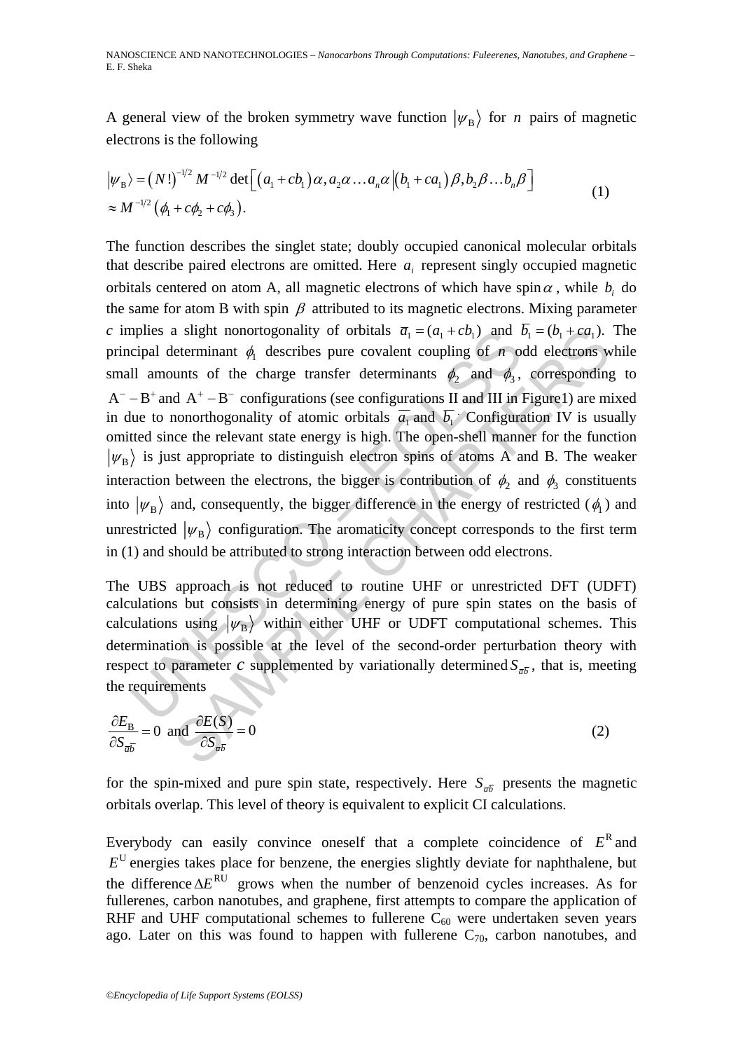A general view of the broken symmetry wave function $|\psi_{\mathrm{B}}\rangle$ for $n$ pairs of magnetic electrons is the following

$$
\begin{aligned}
|\psi_{\mathrm{B}}\rangle &= (N!)^{-1/2} M^{-1/2} \det\left[\left(a_1 + cb_1\right)\alpha, a_2\alpha \ldots a_n\alpha \left|\left(b_1 + ca_1\right)\beta, b_2\beta \ldots b_n\beta\right.\right] \\
&\approx M^{-1/2}\left(\phi_1 + c\phi_2 + c\phi_3\right).
\end{aligned}
\tag{1}
$$

The function describes the singlet state; doubly occupied canonical molecular orbitals that describe paired electrons are omitted. Here $a_i$ represent singly occupied magnetic orbitals centered on atom A, all magnetic electrons of which have spin $\alpha$, while $b_i$ do the same for atom B with spin $\beta$ attributed to its magnetic electrons. Mixing parameter $c$ implies a slight nonortogonality of orbitals $\overline{a}_1 = (a_1 + cb_1)$ and $\overline{b}_1 = (b_1 + ca_1)$. The principal determinant $\phi_1$ describes pure covalent coupling of $n$ odd electrons while small amounts of the charge transfer determinants $\phi_2$ and $\phi_3$, corresponding to $\mathrm{A}^- - \mathrm{B}^+$ and $\mathrm{A}^+ - \mathrm{B}^-$ configurations (see configurations II and III in Figure1) are mixed in due to nonorthogonality of atomic orbitals $\overline{a_1}$ and $\overline{b_1}$. Configuration IV is usually omitted since the relevant state energy is high. The open-shell manner for the function $|\psi_{\mathrm{B}}\rangle$ is just appropriate to distinguish electron spins of atoms A and B. The weaker interaction between the electrons, the bigger is contribution of $\phi_2$ and $\phi_3$ constituents into $|\psi_{\mathrm{B}}\rangle$ and, consequently, the bigger difference in the energy of restricted ($\phi_1$) and unrestricted $|\psi_{\mathrm{B}}\rangle$ configuration. The aromaticity concept corresponds to the first term in (1) and should be attributed to strong interaction between odd electrons.

The UBS approach is not reduced to routine UHF or unrestricted DFT (UDFT) calculations but consists in determining energy of pure spin states on the basis of calculations using $|\psi_{\mathrm{B}}\rangle$ within either UHF or UDFT computational schemes. This determination is possible at the level of the second-order perturbation theory with respect to parameter $c$ supplemented by variationally determined $S_{\overline{a}\overline{b}}$, that is, meeting the requirements

$$
\frac{\partial E_{\mathrm{B}}}{\partial S_{\overline{a}\overline{b}}} = 0 \ \text{ and } \ \frac{\partial E(S)}{\partial S_{\overline{a}\overline{b}}} = 0
\tag{2}
$$

for the spin-mixed and pure spin state, respectively. Here $S_{\overline{a}\overline{b}}$ presents the magnetic orbitals overlap. This level of theory is equivalent to explicit CI calculations.

Everybody can easily convince oneself that a complete coincidence of $E^{\mathrm{R}}$ and $E^{\mathrm{U}}$ energies takes place for benzene, the energies slightly deviate for naphthalene, but the difference $\Delta E^{\mathrm{RU}}$ grows when the number of benzenoid cycles increases. As for fullerenes, carbon nanotubes, and graphene, first attempts to compare the application of RHF and UHF computational schemes to fullerene $C_{60}$ were undertaken seven years ago. Later on this was found to happen with fullerene $C_{70}$, carbon nanotubes, and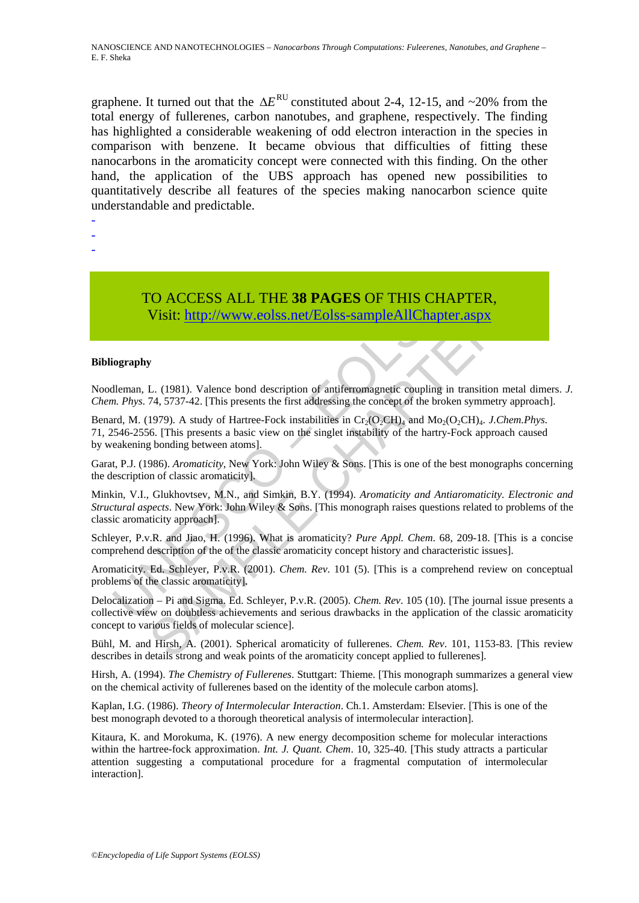graphene. It turned out that the $\Delta E^{RU}$ constituted about 2-4, 12-15, and ~20% from the total energy of fullerenes, carbon nanotubes, and graphene, respectively. The finding has highlighted a considerable weakening of odd electron interaction in the species in comparison with benzene. It became obvious that difficulties of fitting these nanocarbons in the aromaticity concept were connected with this finding. On the other hand, the application of the UBS approach has opened new possibilities to quantitatively describe all features of the species making nanocarbon science quite understandable and predictable.

-
-
-

TO ACCESS ALL THE **38 PAGES** OF THIS CHAPTER,
Visit: http://www.eolss.net/Eolss-sampleAllChapter.aspx

**Bibliography**

Noodleman, L. (1981). Valence bond description of antiferromagnetic coupling in transition metal dimers. *J. Chem. Phys*. 74, 5737-42. [This presents the first addressing the concept of the broken symmetry approach].

Benard, M. (1979). A study of Hartree-Fock instabilities in $Cr_2(O_2CH)_4$ and $Mo_2(O_2CH)_4$. *J.Chem.Phys*. 71, 2546-2556. [This presents a basic view on the singlet instability of the hartry-Fock approach caused by weakening bonding between atoms].

Garat, P.J. (1986). *Aromaticity*, New York: John Wiley & Sons. [This is one of the best monographs concerning the description of classic aromaticity].

Minkin, V.I., Glukhovtsev, M.N., and Simkin, B.Y. (1994). *Aromaticity and Antiaromaticity. Electronic and Structural aspects*. New York: John Wiley & Sons. [This monograph raises questions related to problems of the classic aromaticity approach].

Schleyer, P.v.R. and Jiao, H. (1996). What is aromaticity? *Pure Appl. Chem*. 68, 209-18. [This is a concise comprehend description of the of the classic aromaticity concept history and characteristic issues].

Aromaticity. Ed. Schleyer, P.v.R. (2001). *Chem. Rev*. 101 (5). [This is a comprehend review on conceptual problems of the classic aromaticity].

Delocalization – Pi and Sigma. Ed. Schleyer, P.v.R. (2005). *Chem. Rev*. 105 (10). [The journal issue presents a collective view on doubtless achievements and serious drawbacks in the application of the classic aromaticity concept to various fields of molecular science].

Bühl, M. and Hirsh, A. (2001). Spherical aromaticity of fullerenes. *Chem. Rev*. 101, 1153-83. [This review describes in details strong and weak points of the aromaticity concept applied to fullerenes].

Hirsh, A. (1994). *The Chemistry of Fullerenes*. Stuttgart: Thieme. [This monograph summarizes a general view on the chemical activity of fullerenes based on the identity of the molecule carbon atoms].

Kaplan, I.G. (1986). *Theory of Intermolecular Interaction*. Ch.1. Amsterdam: Elsevier. [This is one of the best monograph devoted to a thorough theoretical analysis of intermolecular interaction].

Kitaura, K. and Morokuma, K. (1976). A new energy decomposition scheme for molecular interactions within the hartree-fock approximation. *Int. J. Quant. Chem*. 10, 325-40. [This study attracts a particular attention suggesting a computational procedure for a fragmental computation of intermolecular interaction].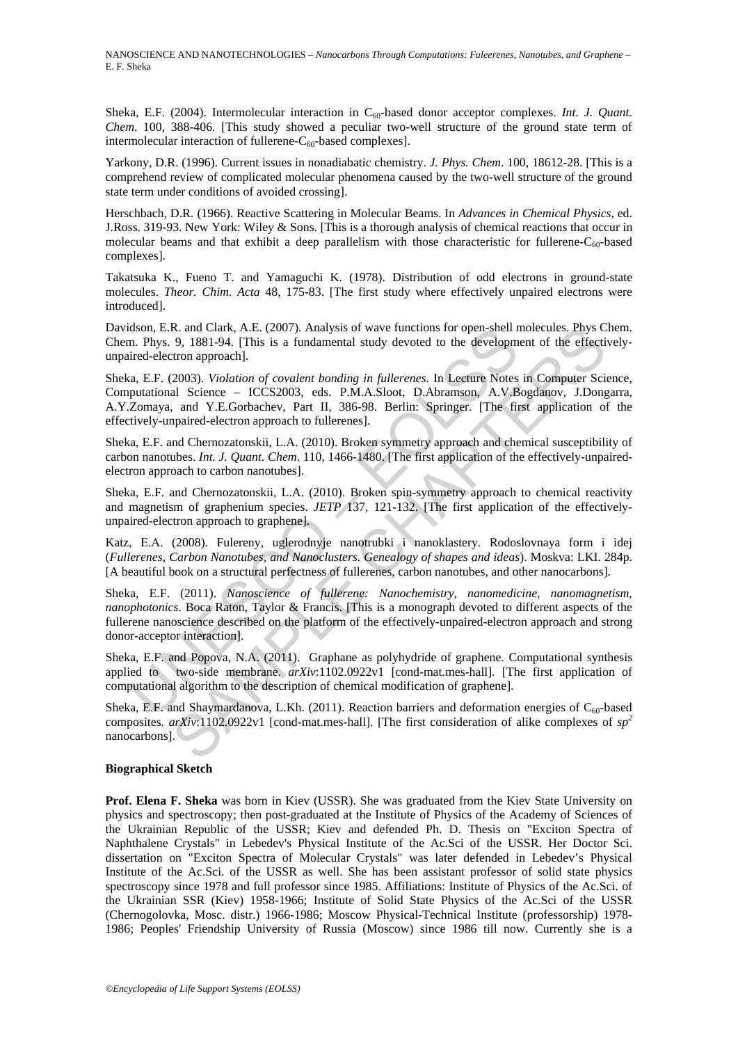Sheka, E.F. (2004). Intermolecular interaction in $C_{60}$-based donor acceptor complexes. *Int. J. Quant. Chem.* 100, 388-406. [This study showed a peculiar two-well structure of the ground state term of intermolecular interaction of fullerene-$C_{60}$-based complexes].

Yarkony, D.R. (1996). Current issues in nonadiabatic chemistry. *J. Phys. Chem*. 100, 18612-28. [This is a comprehend review of complicated molecular phenomena caused by the two-well structure of the ground state term under conditions of avoided crossing].

Herschbach, D.R. (1966). Reactive Scattering in Molecular Beams. In *Advances in Chemical Physics*, ed. J.Ross. 319-93. New York: Wiley & Sons. [This is a thorough analysis of chemical reactions that occur in molecular beams and that exhibit a deep parallelism with those characteristic for fullerene-$C_{60}$-based complexes].

Takatsuka K., Fueno T. and Yamaguchi K. (1978). Distribution of odd electrons in ground-state molecules. *Theor. Chim. Acta* 48, 175-83. [The first study where effectively unpaired electrons were introduced].

Davidson, E.R. and Clark, A.E. (2007). Analysis of wave functions for open-shell molecules. Phys Chem. Chem. Phys. 9, 1881-94. [This is a fundamental study devoted to the development of the effectively-unpaired-electron approach].

Sheka, E.F. (2003). *Violation of covalent bonding in fullerenes*. In Lecture Notes in Computer Science, Computational Science – ICCS2003, eds. P.M.A.Sloot, D.Abramson, A.V.Bogdanov, J.Dongarra, A.Y.Zomaya, and Y.E.Gorbachev, Part II, 386-98. Berlin: Springer. [The first application of the effectively-unpaired-electron approach to fullerenes].

Sheka, E.F. and Chernozatonskii, L.A. (2010). Broken symmetry approach and chemical susceptibility of carbon nanotubes. *Int. J. Quant. Chem*. 110, 1466-1480. [The first application of the effectively-unpaired-electron approach to carbon nanotubes].

Sheka, E.F. and Chernozatonskii, L.A. (2010). Broken spin-symmetry approach to chemical reactivity and magnetism of graphenium species. *JETP* 137, 121-132. [The first application of the effectively-unpaired-electron approach to graphene].

Katz, E.A. (2008). Fulereny, uglerodnyje nanotrubki i nanoklastery. Rodoslovnaya form i idej (*Fullerenes, Carbon Nanotubes, and Nanoclusters. Genealogy of shapes and ideas*). Moskva: LKI. 284p. [A beautiful book on a structural perfectness of fullerenes, carbon nanotubes, and other nanocarbons].

Sheka, E.F. (2011). *Nanoscience of fullerene: Nanochemistry, nanomedicine, nanomagnetism, nanophotonics*. Boca Raton, Taylor & Francis. [This is a monograph devoted to different aspects of the fullerene nanoscience described on the platform of the effectively-unpaired-electron approach and strong donor-acceptor interaction].

Sheka, E.F. and Popova, N.A. (2011). Graphane as polyhydride of graphene. Computational synthesis applied to two-side membrane. *arXiv*:1102.0922v1 [cond-mat.mes-hall]. [The first application of computational algorithm to the description of chemical modification of graphene].

Sheka, E.F. and Shaymardanova, L.Kh. (2011). Reaction barriers and deformation energies of $C_{60}$-based composites. *arXiv*:1102.0922v1 [cond-mat.mes-hall]. [The first consideration of alike complexes of $sp^2$ nanocarbons].

**Biographical Sketch**

**Prof. Elena F. Sheka** was born in Kiev (USSR). She was graduated from the Kiev State University on physics and spectroscopy; then post-graduated at the Institute of Physics of the Academy of Sciences of the Ukrainian Republic of the USSR; Kiev and defended Ph. D. Thesis on "Exciton Spectra of Naphthalene Crystals" in Lebedev's Physical Institute of the Ac.Sci of the USSR. Her Doctor Sci. dissertation on "Exciton Spectra of Molecular Crystals" was later defended in Lebedev's Physical Institute of the Ac.Sci. of the USSR as well. She has been assistant professor of solid state physics spectroscopy since 1978 and full professor since 1985. Affiliations: Institute of Physics of the Ac.Sci. of the Ukrainian SSR (Kiev) 1958-1966; Institute of Solid State Physics of the Ac.Sci of the USSR (Chernogolovka, Mosc. distr.) 1966-1986; Moscow Physical-Technical Institute (professorship) 1978-1986; Peoples' Friendship University of Russia (Moscow) since 1986 till now. Currently she is a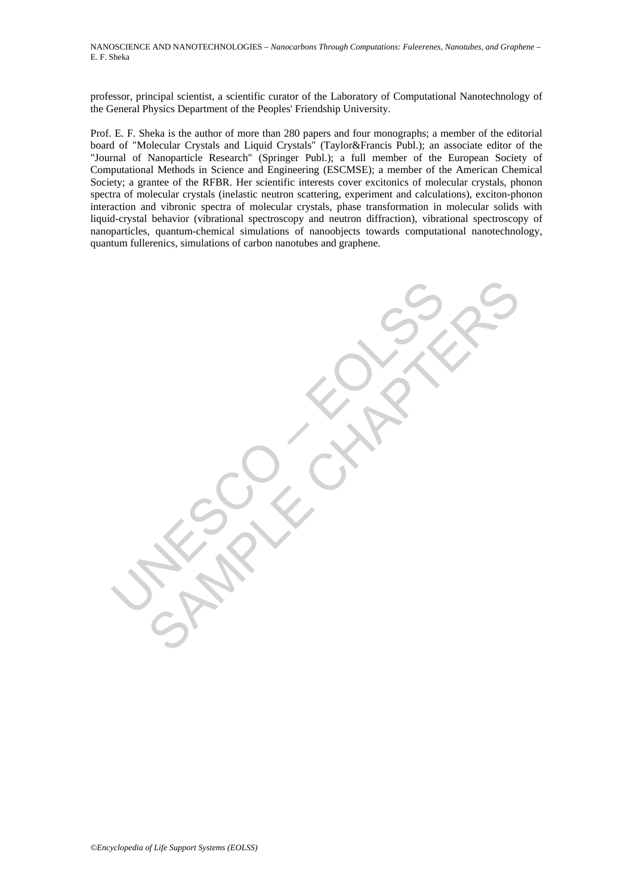professor, principal scientist, a scientific curator of the Laboratory of Computational Nanotechnology of the General Physics Department of the Peoples' Friendship University.

Prof. E. F. Sheka is the author of more than 280 papers and four monographs; a member of the editorial board of "Molecular Crystals and Liquid Crystals" (Taylor&Francis Publ.); an associate editor of the "Journal of Nanoparticle Research" (Springer Publ.); a full member of the European Society of Computational Methods in Science and Engineering (ESCMSE); a member of the American Chemical Society; a grantee of the RFBR. Her scientific interests cover excitonics of molecular crystals, phonon spectra of molecular crystals (inelastic neutron scattering, experiment and calculations), exciton-phonon interaction and vibronic spectra of molecular crystals, phase transformation in molecular solids with liquid-crystal behavior (vibrational spectroscopy and neutron diffraction), vibrational spectroscopy of nanoparticles, quantum-chemical simulations of nanoobjects towards computational nanotechnology, quantum fullerenics, simulations of carbon nanotubes and graphene.